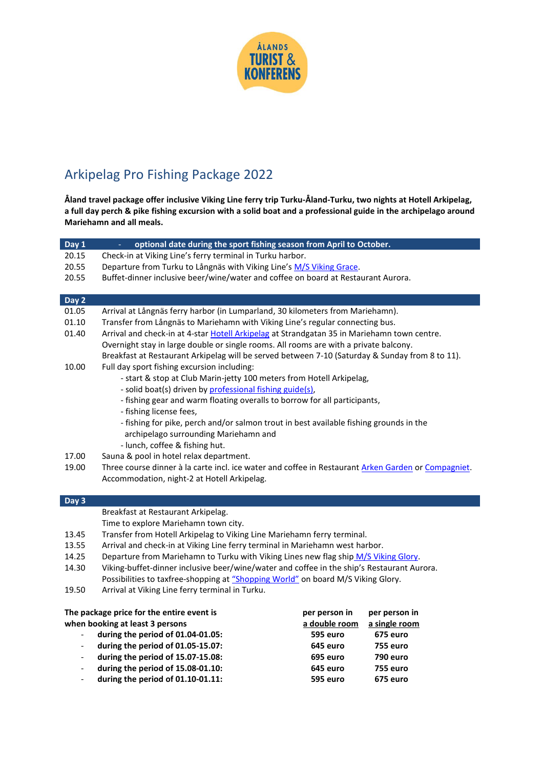ÅLANDS TURIST & KONFERENS

# Arkipelag Pro Fishing Package 2022

**Åland travel package offer inclusive Viking Line ferry trip Turku-Åland-Turku, two nights at Hotell Arkipelag, a full day perch & pike fishing excursion with a solid boat and a professional guide in the archipelago around Mariehamn and all meals.**

| **Day 1** | **- optional date during the sport fishing season from April to October.** |
|---|---|
| 20.15 | Check-in at Viking Line's ferry terminal in Turku harbor. |
| 20.55 | Departure from Turku to Långnäs with Viking Line's M/S Viking Grace. |
| 20.55 | Buffet-dinner inclusive beer/wine/water and coffee on board at Restaurant Aurora. |

| **Day 2** | |
|---|---|
| 01.05 | Arrival at Långnäs ferry harbor (in Lumparland, 30 kilometers from Mariehamn). |
| 01.10 | Transfer from Långnäs to Mariehamn with Viking Line's regular connecting bus. |
| 01.40 | Arrival and check-in at 4-star Hotell Arkipelag at Strandgatan 35 in Mariehamn town centre. Overnight stay in large double or single rooms. All rooms are with a private balcony. Breakfast at Restaurant Arkipelag will be served between 7-10 (Saturday & Sunday from 8 to 11). |
| 10.00 | Full day sport fishing excursion including:<br>- start & stop at Club Marin-jetty 100 meters from Hotell Arkipelag,<br>- solid boat(s) driven by professional fishing guide(s),<br>- fishing gear and warm floating overalls to borrow for all participants,<br>- fishing license fees,<br>- fishing for pike, perch and/or salmon trout in best available fishing grounds in the archipelago surrounding Mariehamn and<br>- lunch, coffee & fishing hut. |
| 17.00 | Sauna & pool in hotel relax department. |
| 19.00 | Three course dinner à la carte incl. ice water and coffee in Restaurant Arken Garden or Compagniet. Accommodation, night-2 at Hotell Arkipelag. |

| **Day 3** | |
|---|---|
| | Breakfast at Restaurant Arkipelag.<br>Time to explore Mariehamn town city. |
| 13.45 | Transfer from Hotell Arkipelag to Viking Line Mariehamn ferry terminal. |
| 13.55 | Arrival and check-in at Viking Line ferry terminal in Mariehamn west harbor. |
| 14.25 | Departure from Mariehamn to Turku with Viking Lines new flag ship M/S Viking Glory. |
| 14.30 | Viking-buffet-dinner inclusive beer/wine/water and coffee in the ship's Restaurant Aurora. Possibilities to taxfree-shopping at "Shopping World" on board M/S Viking Glory. |
| 19.50 | Arrival at Viking Line ferry terminal in Turku. |

| **The package price for the entire event is when booking at least 3 persons** | **per person in a double room** | **per person in a single room** |
|---|---|---|
| - **during the period of 01.04-01.05:** | **595 euro** | **675 euro** |
| - **during the period of 01.05-15.07:** | **645 euro** | **755 euro** |
| - **during the period of 15.07-15.08:** | **695 euro** | **790 euro** |
| - **during the period of 15.08-01.10:** | **645 euro** | **755 euro** |
| - **during the period of 01.10-01.11:** | **595 euro** | **675 euro** |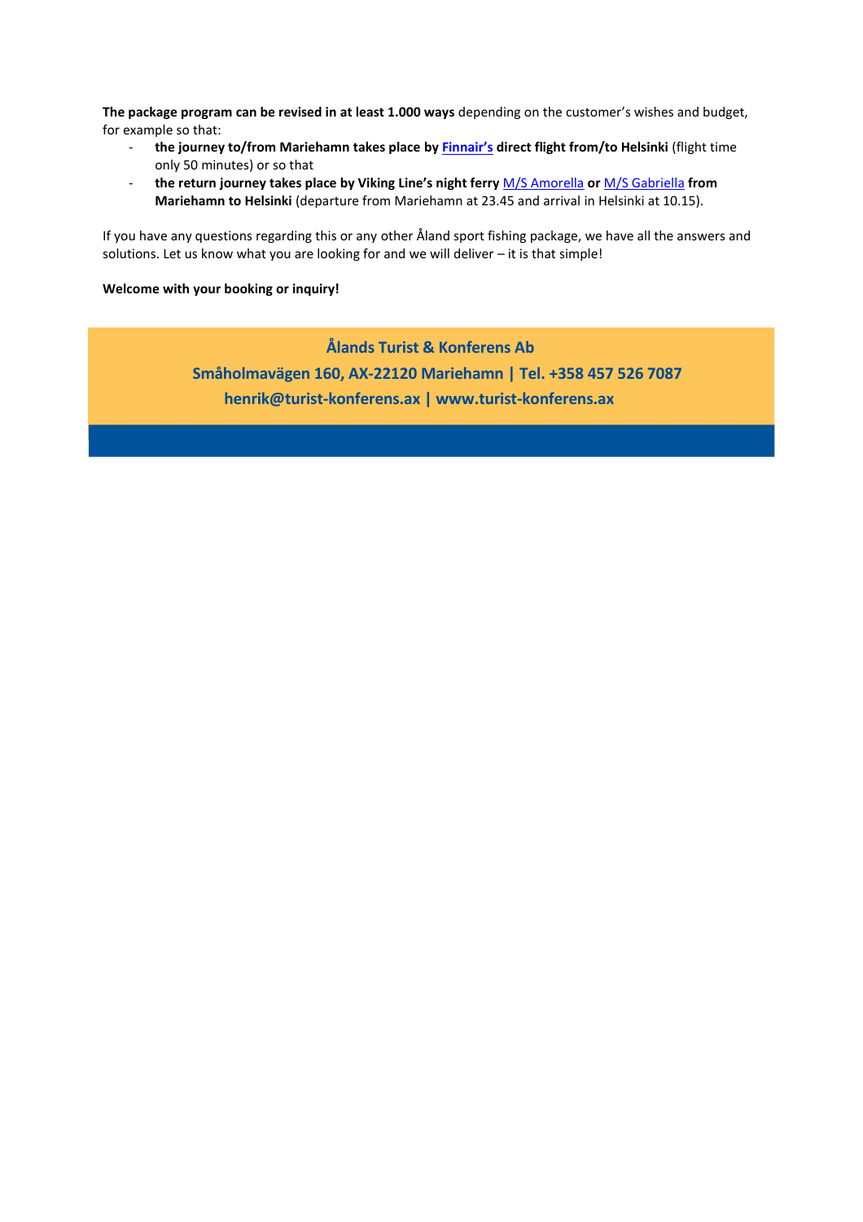**The package program can be revised in at least 1.000 ways** depending on the customer's wishes and budget, for example so that:

- **the journey to/from Mariehamn takes place by Finnair's direct flight from/to Helsinki** (flight time only 50 minutes) or so that
- **the return journey takes place by Viking Line's night ferry** M/S Amorella **or** M/S Gabriella **from Mariehamn to Helsinki** (departure from Mariehamn at 23.45 and arrival in Helsinki at 10.15).

If you have any questions regarding this or any other Åland sport fishing package, we have all the answers and solutions. Let us know what you are looking for and we will deliver – it is that simple!

**Welcome with your booking or inquiry!**

**Ålands Turist & Konferens Ab**
**Småholmavägen 160, AX-22120 Mariehamn | Tel. +358 457 526 7087**
**henrik@turist-konferens.ax | www.turist-konferens.ax**